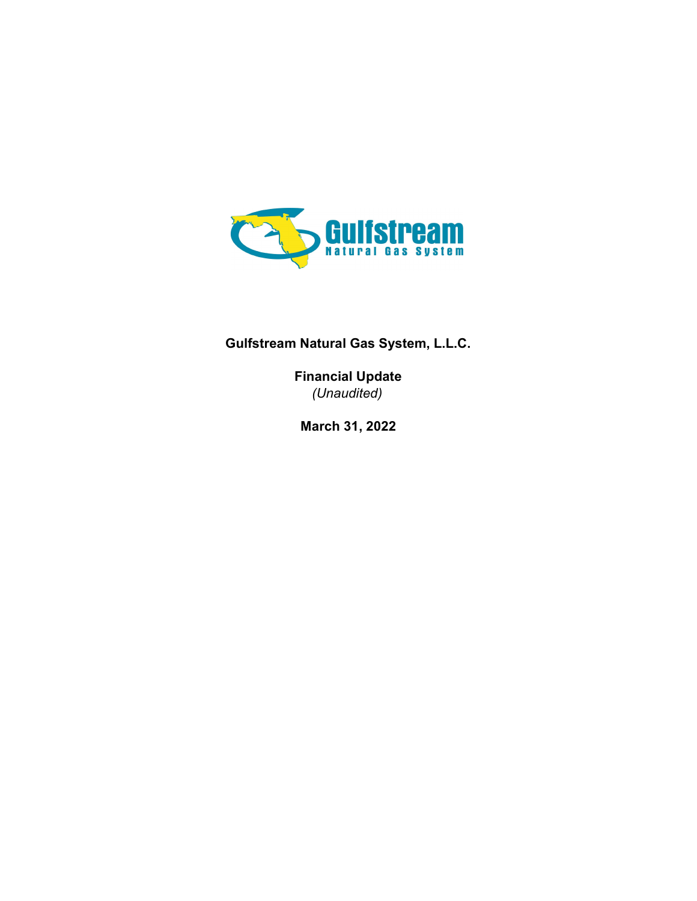**Gulfstream Natural Gas System, L.L.C.**

**Financial Update**
*(Unaudited)*

**March 31, 2022**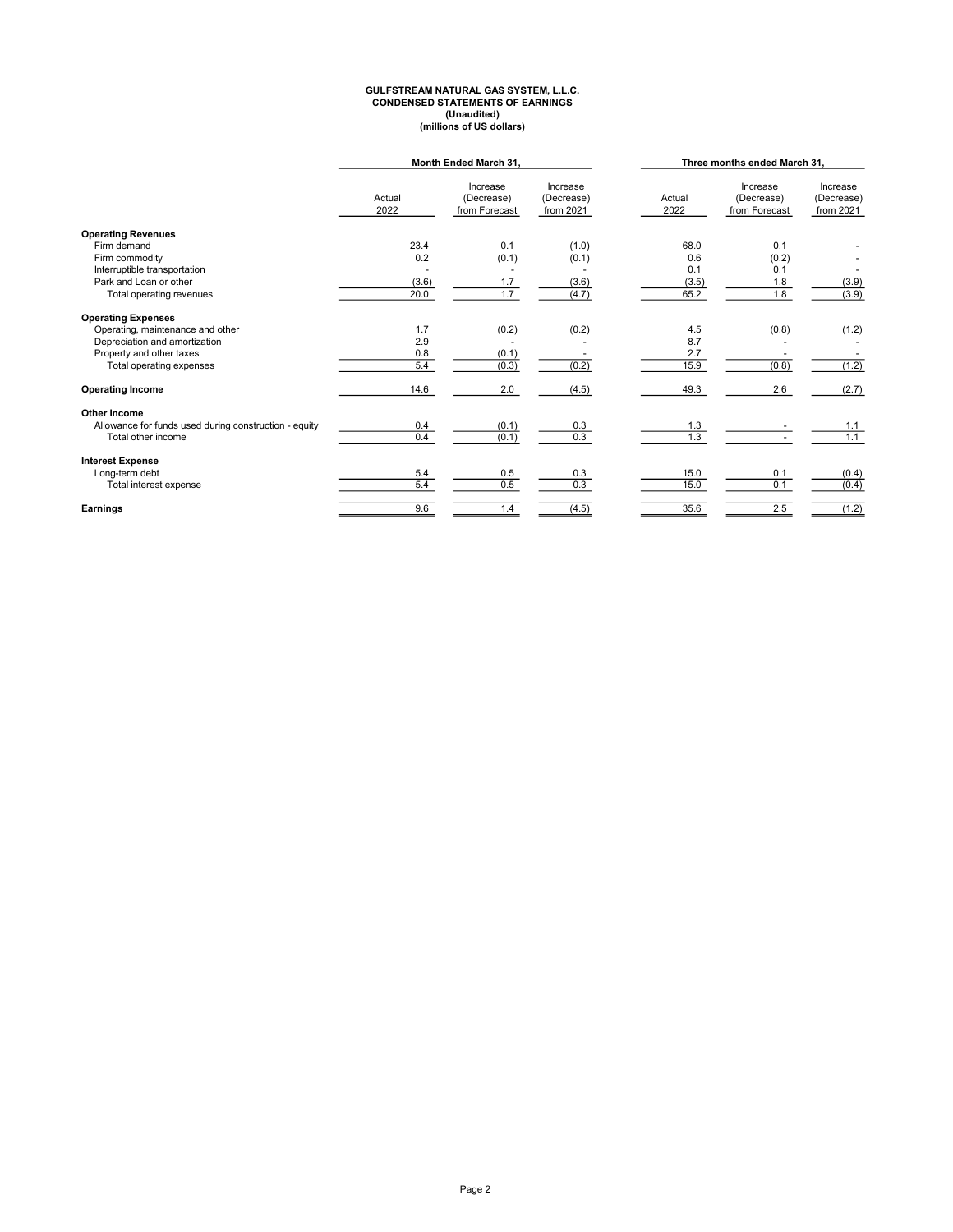**GULFSTREAM NATURAL GAS SYSTEM, L.L.C.**
**CONDENSED STATEMENTS OF EARNINGS**
**(Unaudited)**
**(millions of US dollars)**

| | Month Ended March 31, | | | Three months ended March 31, | | |
|---|---|---|---|---|---|---|
| | Actual 2022 | Increase (Decrease) from Forecast | Increase (Decrease) from 2021 | Actual 2022 | Increase (Decrease) from Forecast | Increase (Decrease) from 2021 |
| **Operating Revenues** | | | | | | |
| Firm demand | 23.4 | 0.1 | (1.0) | 68.0 | 0.1 | - |
| Firm commodity | 0.2 | (0.1) | (0.1) | 0.6 | (0.2) | - |
| Interruptible transportation | - | - | - | 0.1 | 0.1 | - |
| Park and Loan or other | (3.6) | 1.7 | (3.6) | (3.5) | 1.8 | (3.9) |
| Total operating revenues | 20.0 | 1.7 | (4.7) | 65.2 | 1.8 | (3.9) |
| **Operating Expenses** | | | | | | |
| Operating, maintenance and other | 1.7 | (0.2) | (0.2) | 4.5 | (0.8) | (1.2) |
| Depreciation and amortization | 2.9 | - | - | 8.7 | - | - |
| Property and other taxes | 0.8 | (0.1) | - | 2.7 | - | - |
| Total operating expenses | 5.4 | (0.3) | (0.2) | 15.9 | (0.8) | (1.2) |
| **Operating Income** | 14.6 | 2.0 | (4.5) | 49.3 | 2.6 | (2.7) |
| **Other Income** | | | | | | |
| Allowance for funds used during construction - equity | 0.4 | (0.1) | 0.3 | 1.3 | - | 1.1 |
| Total other income | 0.4 | (0.1) | 0.3 | 1.3 | - | 1.1 |
| **Interest Expense** | | | | | | |
| Long-term debt | 5.4 | 0.5 | 0.3 | 15.0 | 0.1 | (0.4) |
| Total interest expense | 5.4 | 0.5 | 0.3 | 15.0 | 0.1 | (0.4) |
| **Earnings** | 9.6 | 1.4 | (4.5) | 35.6 | 2.5 | (1.2) |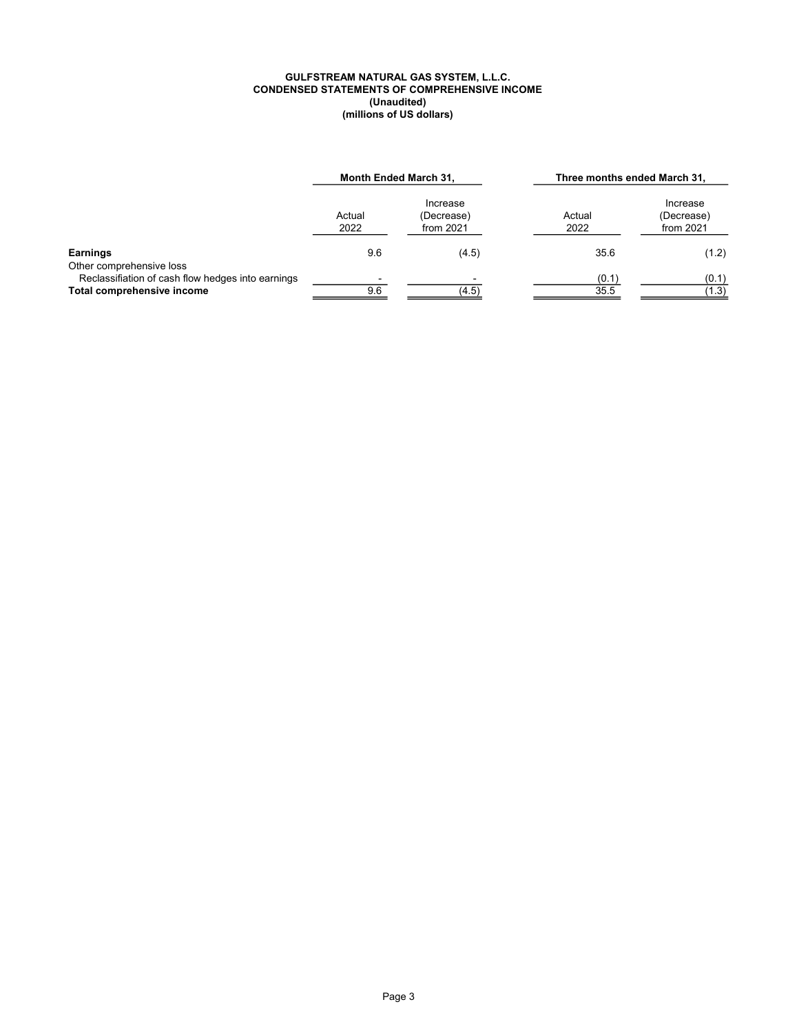**GULFSTREAM NATURAL GAS SYSTEM, L.L.C.**
**CONDENSED STATEMENTS OF COMPREHENSIVE INCOME**
**(Unaudited)**
**(millions of US dollars)**

| | Month Ended March 31, | | Three months ended March 31, | |
|---|---|---|---|---|
| | Actual 2022 | Increase (Decrease) from 2021 | Actual 2022 | Increase (Decrease) from 2021 |
| **Earnings** | 9.6 | (4.5) | 35.6 | (1.2) |
| Other comprehensive loss | | | | |
| Reclassifiation of cash flow hedges into earnings | - | - | (0.1) | (0.1) |
| **Total comprehensive income** | 9.6 | (4.5) | 35.5 | (1.3) |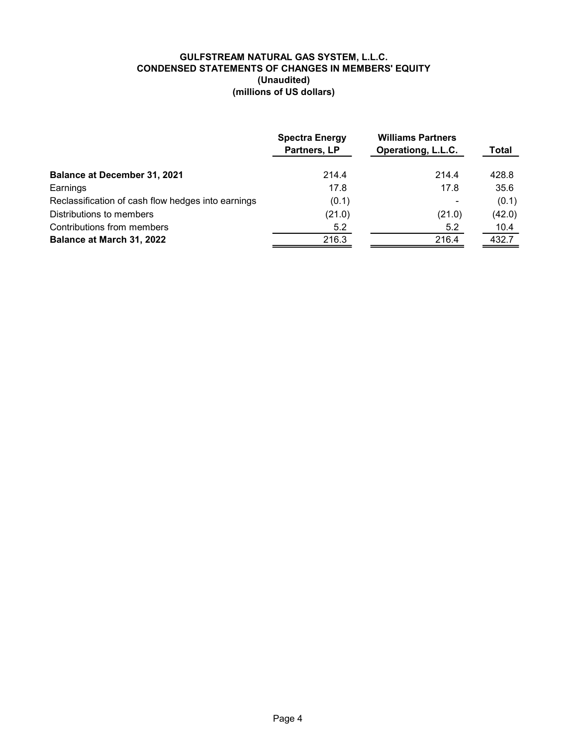# GULFSTREAM NATURAL GAS SYSTEM, L.L.C.
## CONDENSED STATEMENTS OF CHANGES IN MEMBERS' EQUITY
### (Unaudited)
### (millions of US dollars)

| | Spectra Energy Partners, LP | Williams Partners Operationg, L.L.C. | Total |
|---|---|---|---|
| **Balance at December 31, 2021** | 214.4 | 214.4 | 428.8 |
| Earnings | 17.8 | 17.8 | 35.6 |
| Reclassification of cash flow hedges into earnings | (0.1) | - | (0.1) |
| Distributions to members | (21.0) | (21.0) | (42.0) |
| Contributions from members | 5.2 | 5.2 | 10.4 |
| **Balance at March 31, 2022** | 216.3 | 216.4 | 432.7 |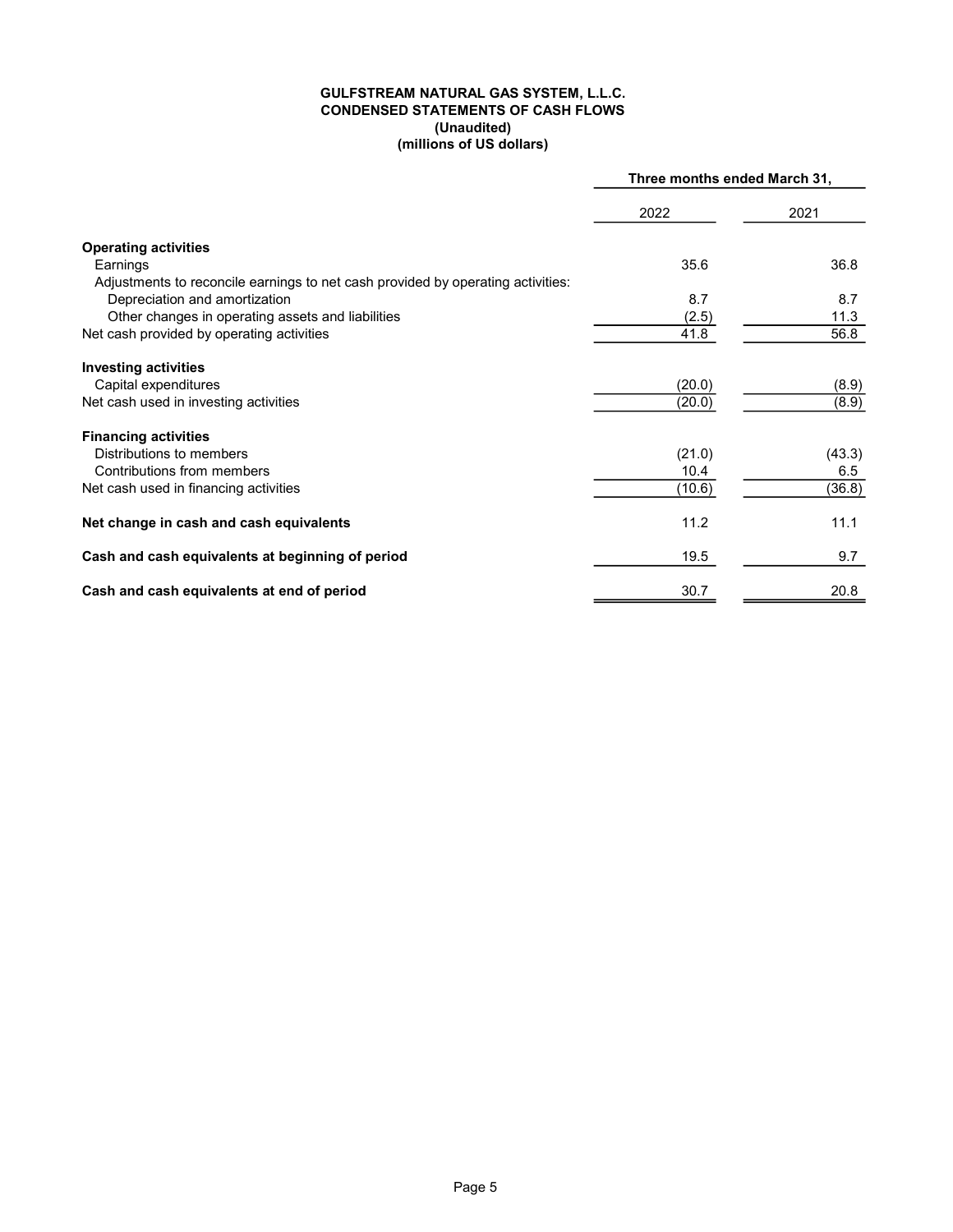**GULFSTREAM NATURAL GAS SYSTEM, L.L.C.**
**CONDENSED STATEMENTS OF CASH FLOWS**
**(Unaudited)**
**(millions of US dollars)**

| | Three months ended March 31, | |
|---|---|---|
| | 2022 | 2021 |
| **Operating activities** | | |
| Earnings | 35.6 | 36.8 |
| Adjustments to reconcile earnings to net cash provided by operating activities: | | |
| Depreciation and amortization | 8.7 | 8.7 |
| Other changes in operating assets and liabilities | (2.5) | 11.3 |
| Net cash provided by operating activities | 41.8 | 56.8 |
| **Investing activities** | | |
| Capital expenditures | (20.0) | (8.9) |
| Net cash used in investing activities | (20.0) | (8.9) |
| **Financing activities** | | |
| Distributions to members | (21.0) | (43.3) |
| Contributions from members | 10.4 | 6.5 |
| Net cash used in financing activities | (10.6) | (36.8) |
| **Net change in cash and cash equivalents** | 11.2 | 11.1 |
| **Cash and cash equivalents at beginning of period** | 19.5 | 9.7 |
| **Cash and cash equivalents at end of period** | 30.7 | 20.8 |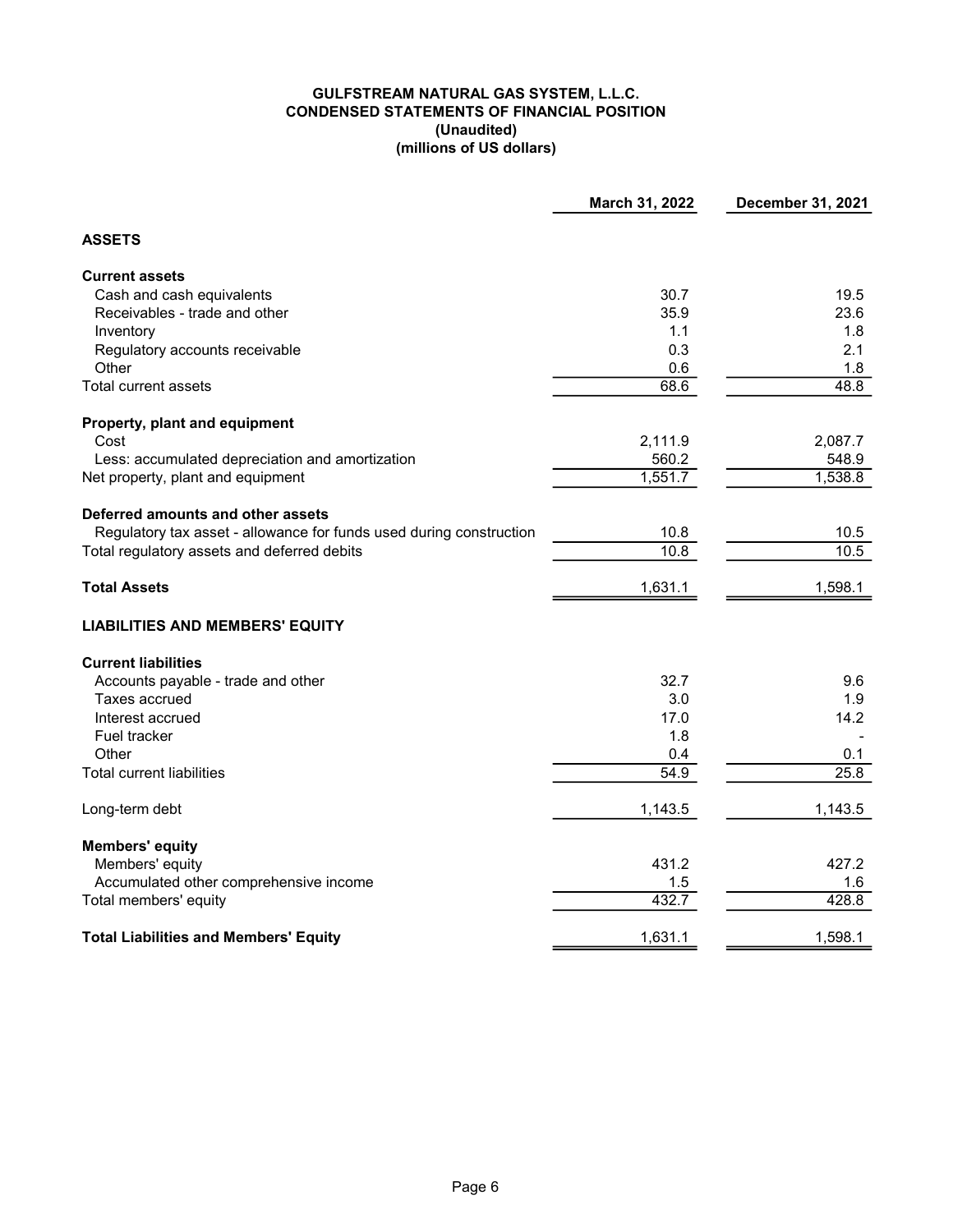**GULFSTREAM NATURAL GAS SYSTEM, L.L.C.**
**CONDENSED STATEMENTS OF FINANCIAL POSITION**
**(Unaudited)**
**(millions of US dollars)**

| | March 31, 2022 | December 31, 2021 |
|---|---|---|
| **ASSETS** | | |
| **Current assets** | | |
| Cash and cash equivalents | 30.7 | 19.5 |
| Receivables - trade and other | 35.9 | 23.6 |
| Inventory | 1.1 | 1.8 |
| Regulatory accounts receivable | 0.3 | 2.1 |
| Other | 0.6 | 1.8 |
| Total current assets | 68.6 | 48.8 |
| **Property, plant and equipment** | | |
| Cost | 2,111.9 | 2,087.7 |
| Less: accumulated depreciation and amortization | 560.2 | 548.9 |
| Net property, plant and equipment | 1,551.7 | 1,538.8 |
| **Deferred amounts and other assets** | | |
| Regulatory tax asset - allowance for funds used during construction | 10.8 | 10.5 |
| Total regulatory assets and deferred debits | 10.8 | 10.5 |
| **Total Assets** | 1,631.1 | 1,598.1 |
| **LIABILITIES AND MEMBERS' EQUITY** | | |
| **Current liabilities** | | |
| Accounts payable - trade and other | 32.7 | 9.6 |
| Taxes accrued | 3.0 | 1.9 |
| Interest accrued | 17.0 | 14.2 |
| Fuel tracker | 1.8 | - |
| Other | 0.4 | 0.1 |
| Total current liabilities | 54.9 | 25.8 |
| Long-term debt | 1,143.5 | 1,143.5 |
| **Members' equity** | | |
| Members' equity | 431.2 | 427.2 |
| Accumulated other comprehensive income | 1.5 | 1.6 |
| Total members' equity | 432.7 | 428.8 |
| **Total Liabilities and Members' Equity** | 1,631.1 | 1,598.1 |